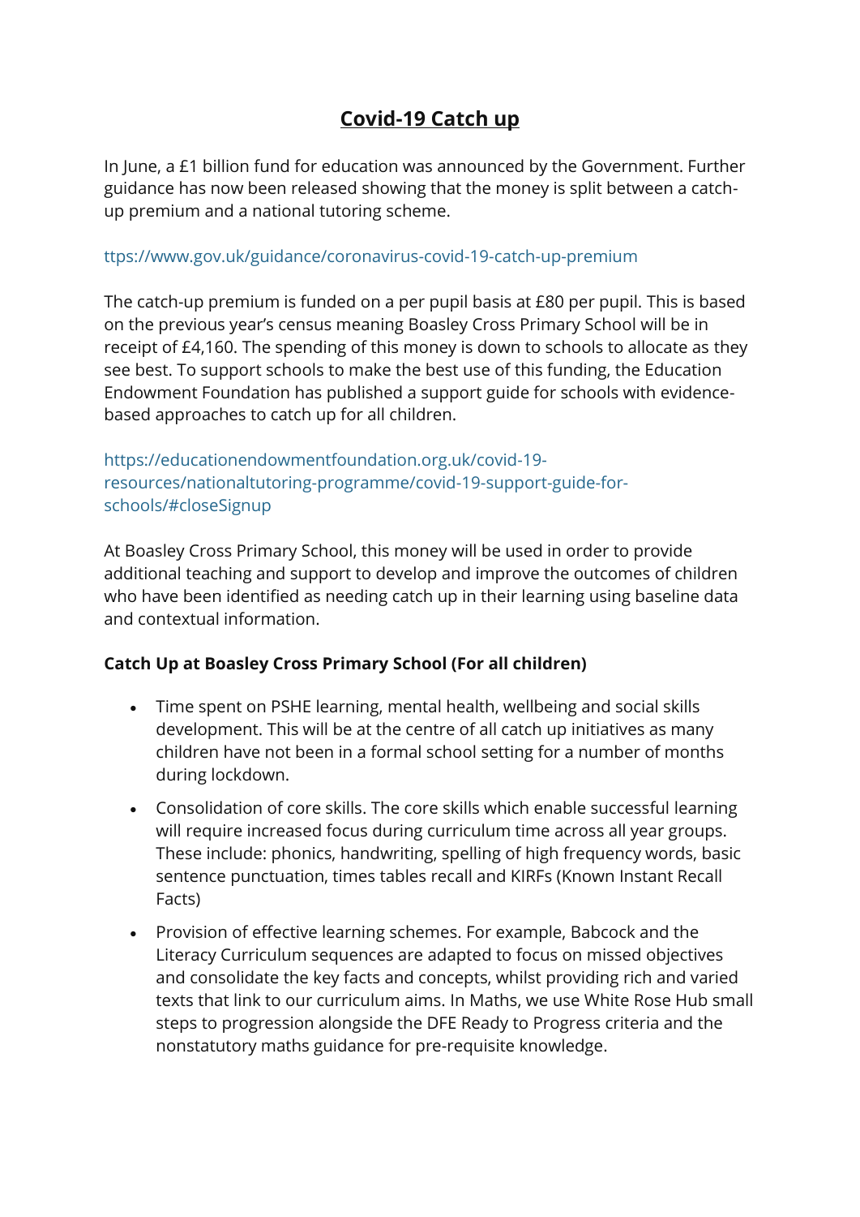# Covid-19 Catch up

In June, a £1 billion fund for education was announced by the Government. Further guidance has now been released showing that the money is split between a catch-up premium and a national tutoring scheme.

ttps://www.gov.uk/guidance/coronavirus-covid-19-catch-up-premium

The catch-up premium is funded on a per pupil basis at £80 per pupil. This is based on the previous year's census meaning Boasley Cross Primary School will be in receipt of £4,160. The spending of this money is down to schools to allocate as they see best. To support schools to make the best use of this funding, the Education Endowment Foundation has published a support guide for schools with evidence-based approaches to catch up for all children.

https://educationendowmentfoundation.org.uk/covid-19-resources/nationaltutoring-programme/covid-19-support-guide-for-schools/#closeSignup

At Boasley Cross Primary School, this money will be used in order to provide additional teaching and support to develop and improve the outcomes of children who have been identified as needing catch up in their learning using baseline data and contextual information.

**Catch Up at Boasley Cross Primary School (For all children)**

- Time spent on PSHE learning, mental health, wellbeing and social skills development. This will be at the centre of all catch up initiatives as many children have not been in a formal school setting for a number of months during lockdown.
- Consolidation of core skills. The core skills which enable successful learning will require increased focus during curriculum time across all year groups. These include: phonics, handwriting, spelling of high frequency words, basic sentence punctuation, times tables recall and KIRFs (Known Instant Recall Facts)
- Provision of effective learning schemes. For example, Babcock and the Literacy Curriculum sequences are adapted to focus on missed objectives and consolidate the key facts and concepts, whilst providing rich and varied texts that link to our curriculum aims. In Maths, we use White Rose Hub small steps to progression alongside the DFE Ready to Progress criteria and the nonstatutory maths guidance for pre-requisite knowledge.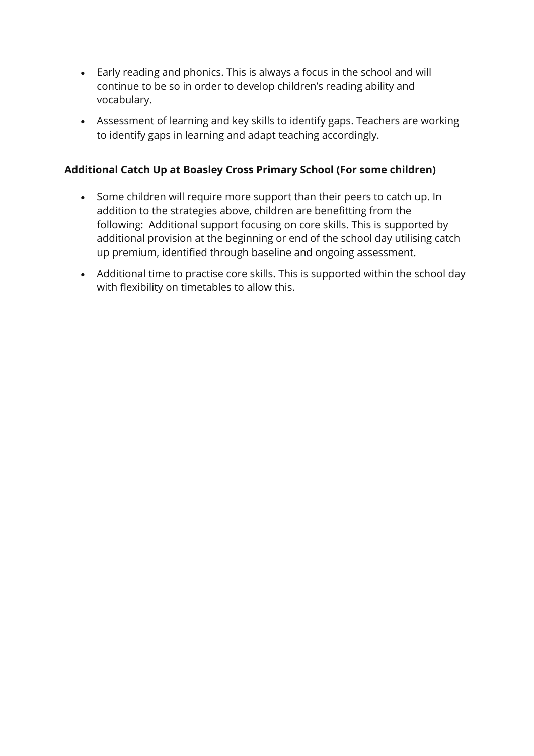- Early reading and phonics. This is always a focus in the school and will continue to be so in order to develop children's reading ability and vocabulary.
- Assessment of learning and key skills to identify gaps. Teachers are working to identify gaps in learning and adapt teaching accordingly.

**Additional Catch Up at Boasley Cross Primary School (For some children)**

- Some children will require more support than their peers to catch up. In addition to the strategies above, children are benefitting from the following: Additional support focusing on core skills. This is supported by additional provision at the beginning or end of the school day utilising catch up premium, identified through baseline and ongoing assessment.
- Additional time to practise core skills. This is supported within the school day with flexibility on timetables to allow this.